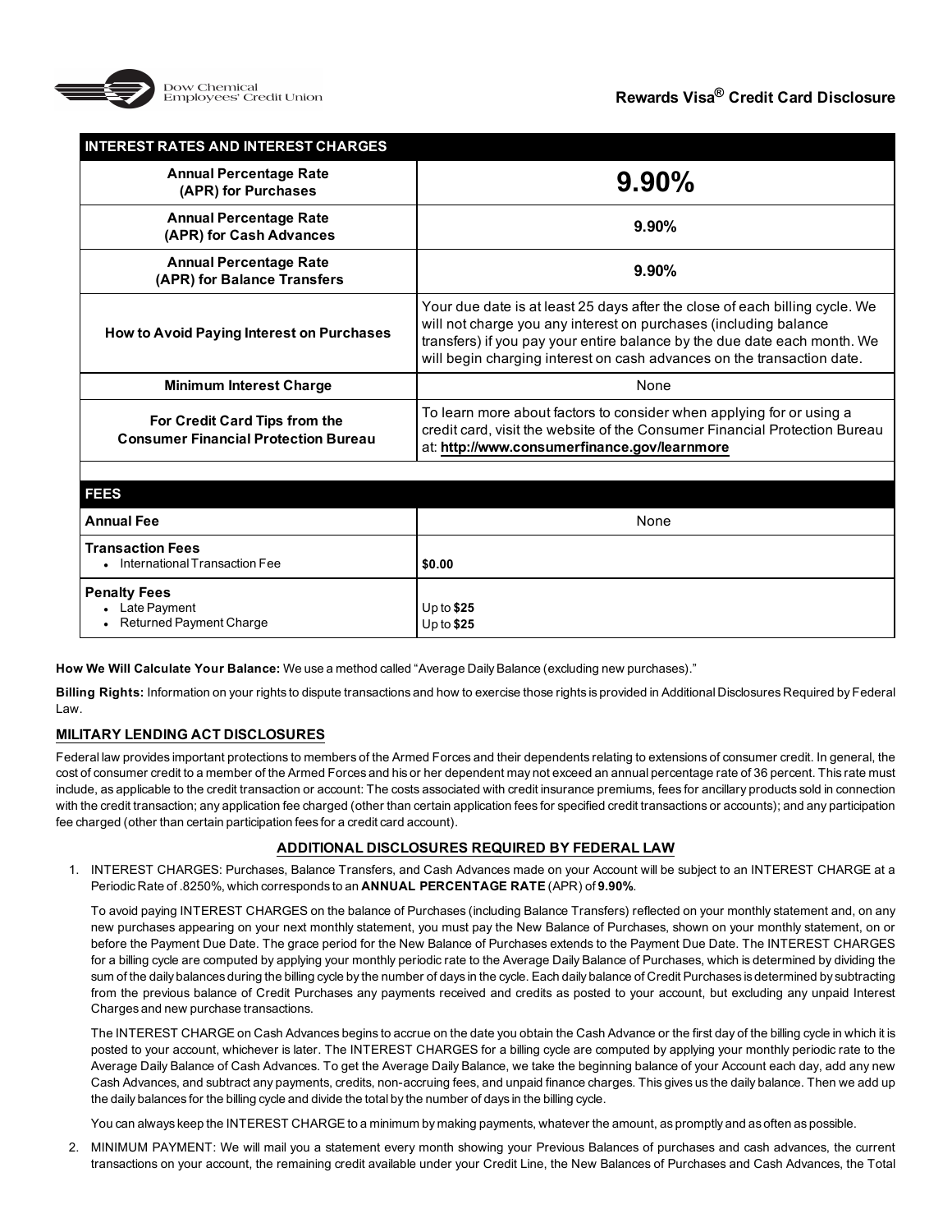Dow Chemical Employees' Credit Union

# Rewards Visa® Credit Card Disclosure

| INTEREST RATES AND INTEREST CHARGES | |
|---|---|
| **Annual Percentage Rate (APR) for Purchases** | **9.90%** |
| **Annual Percentage Rate (APR) for Cash Advances** | **9.90%** |
| **Annual Percentage Rate (APR) for Balance Transfers** | **9.90%** |
| **How to Avoid Paying Interest on Purchases** | Your due date is at least 25 days after the close of each billing cycle. We will not charge you any interest on purchases (including balance transfers) if you pay your entire balance by the due date each month. We will begin charging interest on cash advances on the transaction date. |
| **Minimum Interest Charge** | None |
| **For Credit Card Tips from the Consumer Financial Protection Bureau** | To learn more about factors to consider when applying for or using a credit card, visit the website of the Consumer Financial Protection Bureau at: **http://www.consumerfinance.gov/learnmore** |

| FEES | |
|---|---|
| **Annual Fee** | None |
| **Transaction Fees**<br>• International Transaction Fee | **$0.00** |
| **Penalty Fees**<br>• Late Payment<br>• Returned Payment Charge | Up to **$25**<br>Up to **$25** |

**How We Will Calculate Your Balance:** We use a method called "Average Daily Balance (excluding new purchases)."

**Billing Rights:** Information on your rights to dispute transactions and how to exercise those rights is provided in Additional Disclosures Required by Federal Law.

## MILITARY LENDING ACT DISCLOSURES

Federal law provides important protections to members of the Armed Forces and their dependents relating to extensions of consumer credit. In general, the cost of consumer credit to a member of the Armed Forces and his or her dependent may not exceed an annual percentage rate of 36 percent. This rate must include, as applicable to the credit transaction or account: The costs associated with credit insurance premiums, fees for ancillary products sold in connection with the credit transaction; any application fee charged (other than certain application fees for specified credit transactions or accounts); and any participation fee charged (other than certain participation fees for a credit card account).

## ADDITIONAL DISCLOSURES REQUIRED BY FEDERAL LAW

1. INTEREST CHARGES: Purchases, Balance Transfers, and Cash Advances made on your Account will be subject to an INTEREST CHARGE at a Periodic Rate of .8250%, which corresponds to an **ANNUAL PERCENTAGE RATE** (APR) of **9.90%**.

   To avoid paying INTEREST CHARGES on the balance of Purchases (including Balance Transfers) reflected on your monthly statement and, on any new purchases appearing on your next monthly statement, you must pay the New Balance of Purchases, shown on your monthly statement, on or before the Payment Due Date. The grace period for the New Balance of Purchases extends to the Payment Due Date. The INTEREST CHARGES for a billing cycle are computed by applying your monthly periodic rate to the Average Daily Balance of Purchases, which is determined by dividing the sum of the daily balances during the billing cycle by the number of days in the cycle. Each daily balance of Credit Purchases is determined by subtracting from the previous balance of Credit Purchases any payments received and credits as posted to your account, but excluding any unpaid Interest Charges and new purchase transactions.

   The INTEREST CHARGE on Cash Advances begins to accrue on the date you obtain the Cash Advance or the first day of the billing cycle in which it is posted to your account, whichever is later. The INTEREST CHARGES for a billing cycle are computed by applying your monthly periodic rate to the Average Daily Balance of Cash Advances. To get the Average Daily Balance, we take the beginning balance of your Account each day, add any new Cash Advances, and subtract any payments, credits, non-accruing fees, and unpaid finance charges. This gives us the daily balance. Then we add up the daily balances for the billing cycle and divide the total by the number of days in the billing cycle.

   You can always keep the INTEREST CHARGE to a minimum by making payments, whatever the amount, as promptly and as often as possible.

2. MINIMUM PAYMENT: We will mail you a statement every month showing your Previous Balances of purchases and cash advances, the current transactions on your account, the remaining credit available under your Credit Line, the New Balances of Purchases and Cash Advances, the Total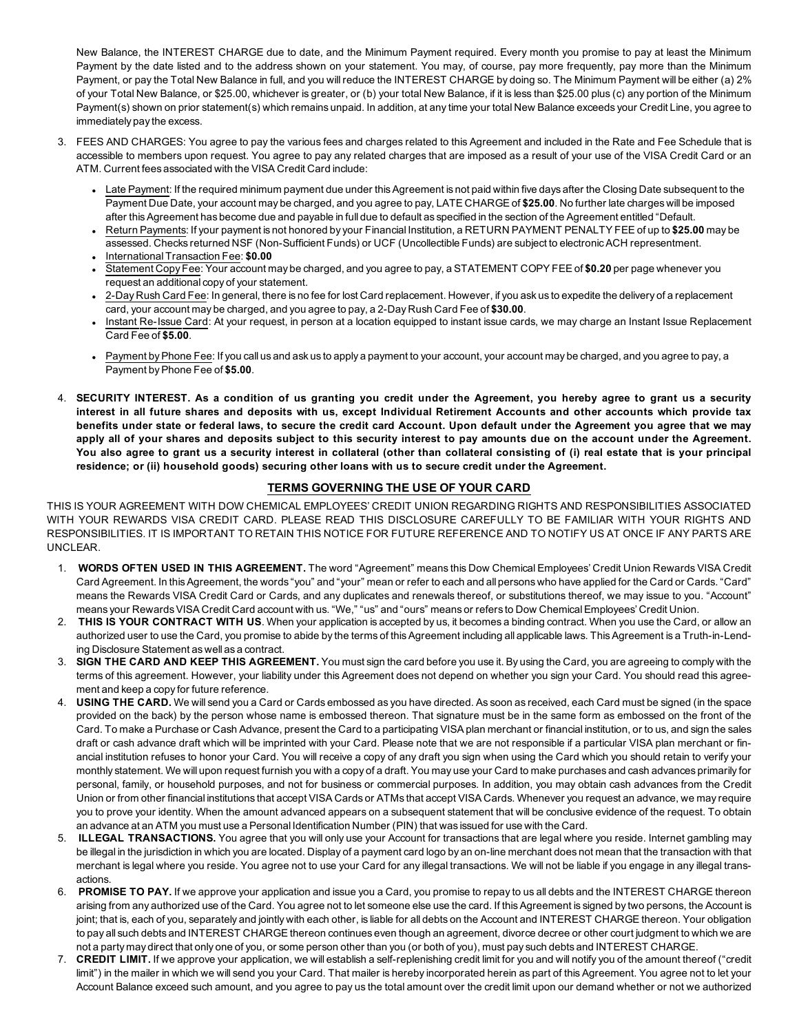New Balance, the INTEREST CHARGE due to date, and the Minimum Payment required. Every month you promise to pay at least the Minimum Payment by the date listed and to the address shown on your statement. You may, of course, pay more frequently, pay more than the Minimum Payment, or pay the Total New Balance in full, and you will reduce the INTEREST CHARGE by doing so. The Minimum Payment will be either (a) 2% of your Total New Balance, or $25.00, whichever is greater, or (b) your total New Balance, if it is less than $25.00 plus (c) any portion of the Minimum Payment(s) shown on prior statement(s) which remains unpaid. In addition, at any time your total New Balance exceeds your Credit Line, you agree to immediately pay the excess.

3. FEES AND CHARGES: You agree to pay the various fees and charges related to this Agreement and included in the Rate and Fee Schedule that is accessible to members upon request. You agree to pay any related charges that are imposed as a result of your use of the VISA Credit Card or an ATM. Current fees associated with the VISA Credit Card include:
   - Late Payment: If the required minimum payment due under this Agreement is not paid within five days after the Closing Date subsequent to the Payment Due Date, your account may be charged, and you agree to pay, LATE CHARGE of **$25.00**. No further late charges will be imposed after this Agreement has become due and payable in full due to default as specified in the section of the Agreement entitled "Default.
   - Return Payments: If your payment is not honored by your Financial Institution, a RETURN PAYMENT PENALTY FEE of up to **$25.00** may be assessed. Checks returned NSF (Non-Sufficient Funds) or UCF (Uncollectible Funds) are subject to electronic ACH representment.
   - International Transaction Fee: **$0.00**
   - Statement Copy Fee: Your account may be charged, and you agree to pay, a STATEMENT COPY FEE of **$0.20** per page whenever you request an additional copy of your statement.
   - 2-Day Rush Card Fee: In general, there is no fee for lost Card replacement. However, if you ask us to expedite the delivery of a replacement card, your account may be charged, and you agree to pay, a 2-Day Rush Card Fee of **$30.00**.
   - Instant Re-Issue Card: At your request, in person at a location equipped to instant issue cards, we may charge an Instant Issue Replacement Card Fee of **$5.00**.
   - Payment by Phone Fee: If you call us and ask us to apply a payment to your account, your account may be charged, and you agree to pay, a Payment by Phone Fee of **$5.00**.

4. **SECURITY INTEREST. As a condition of us granting you credit under the Agreement, you hereby agree to grant us a security interest in all future shares and deposits with us, except Individual Retirement Accounts and other accounts which provide tax benefits under state or federal laws, to secure the credit card Account. Upon default under the Agreement you agree that we may apply all of your shares and deposits subject to this security interest to pay amounts due on the account under the Agreement. You also agree to grant us a security interest in collateral (other than collateral consisting of (i) real estate that is your principal residence; or (ii) household goods) securing other loans with us to secure credit under the Agreement.**

## TERMS GOVERNING THE USE OF YOUR CARD

THIS IS YOUR AGREEMENT WITH DOW CHEMICAL EMPLOYEES' CREDIT UNION REGARDING RIGHTS AND RESPONSIBILITIES ASSOCIATED WITH YOUR REWARDS VISA CREDIT CARD. PLEASE READ THIS DISCLOSURE CAREFULLY TO BE FAMILIAR WITH YOUR RIGHTS AND RESPONSIBILITIES. IT IS IMPORTANT TO RETAIN THIS NOTICE FOR FUTURE REFERENCE AND TO NOTIFY US AT ONCE IF ANY PARTS ARE UNCLEAR.

1. **WORDS OFTEN USED IN THIS AGREEMENT.** The word "Agreement" means this Dow Chemical Employees' Credit Union Rewards VISA Credit Card Agreement. In this Agreement, the words "you" and "your" mean or refer to each and all persons who have applied for the Card or Cards. "Card" means the Rewards VISA Credit Card or Cards, and any duplicates and renewals thereof, or substitutions thereof, we may issue to you. "Account" means your Rewards VISA Credit Card account with us. "We," "us" and "ours" means or refers to Dow Chemical Employees' Credit Union.
2. **THIS IS YOUR CONTRACT WITH US**. When your application is accepted by us, it becomes a binding contract. When you use the Card, or allow an authorized user to use the Card, you promise to abide by the terms of this Agreement including all applicable laws. This Agreement is a Truth-in-Lending Disclosure Statement as well as a contract.
3. **SIGN THE CARD AND KEEP THIS AGREEMENT.** You must sign the card before you use it. By using the Card, you are agreeing to comply with the terms of this agreement. However, your liability under this Agreement does not depend on whether you sign your Card. You should read this agreement and keep a copy for future reference.
4. **USING THE CARD.** We will send you a Card or Cards embossed as you have directed. As soon as received, each Card must be signed (in the space provided on the back) by the person whose name is embossed thereon. That signature must be in the same form as embossed on the front of the Card. To make a Purchase or Cash Advance, present the Card to a participating VISA plan merchant or financial institution, or to us, and sign the sales draft or cash advance draft which will be imprinted with your Card. Please note that we are not responsible if a particular VISA plan merchant or financial institution refuses to honor your Card. You will receive a copy of any draft you sign when using the Card which you should retain to verify your monthly statement. We will upon request furnish you with a copy of a draft. You may use your Card to make purchases and cash advances primarily for personal, family, or household purposes, and not for business or commercial purposes. In addition, you may obtain cash advances from the Credit Union or from other financial institutions that accept VISA Cards or ATMs that accept VISA Cards. Whenever you request an advance, we may require you to prove your identity. When the amount advanced appears on a subsequent statement that will be conclusive evidence of the request. To obtain an advance at an ATM you must use a Personal Identification Number (PIN) that was issued for use with the Card.
5. **ILLEGAL TRANSACTIONS.** You agree that you will only use your Account for transactions that are legal where you reside. Internet gambling may be illegal in the jurisdiction in which you are located. Display of a payment card logo by an on-line merchant does not mean that the transaction with that merchant is legal where you reside. You agree not to use your Card for any illegal transactions. We will not be liable if you engage in any illegal transactions.
6. **PROMISE TO PAY.** If we approve your application and issue you a Card, you promise to repay to us all debts and the INTEREST CHARGE thereon arising from any authorized use of the Card. You agree not to let someone else use the card. If this Agreement is signed by two persons, the Account is joint; that is, each of you, separately and jointly with each other, is liable for all debts on the Account and INTEREST CHARGE thereon. Your obligation to pay all such debts and INTEREST CHARGE thereon continues even though an agreement, divorce decree or other court judgment to which we are not a party may direct that only one of you, or some person other than you (or both of you), must pay such debts and INTEREST CHARGE.
7. **CREDIT LIMIT.** If we approve your application, we will establish a self-replenishing credit limit for you and will notify you of the amount thereof ("credit limit") in the mailer in which we will send you your Card. That mailer is hereby incorporated herein as part of this Agreement. You agree not to let your Account Balance exceed such amount, and you agree to pay us the total amount over the credit limit upon our demand whether or not we authorized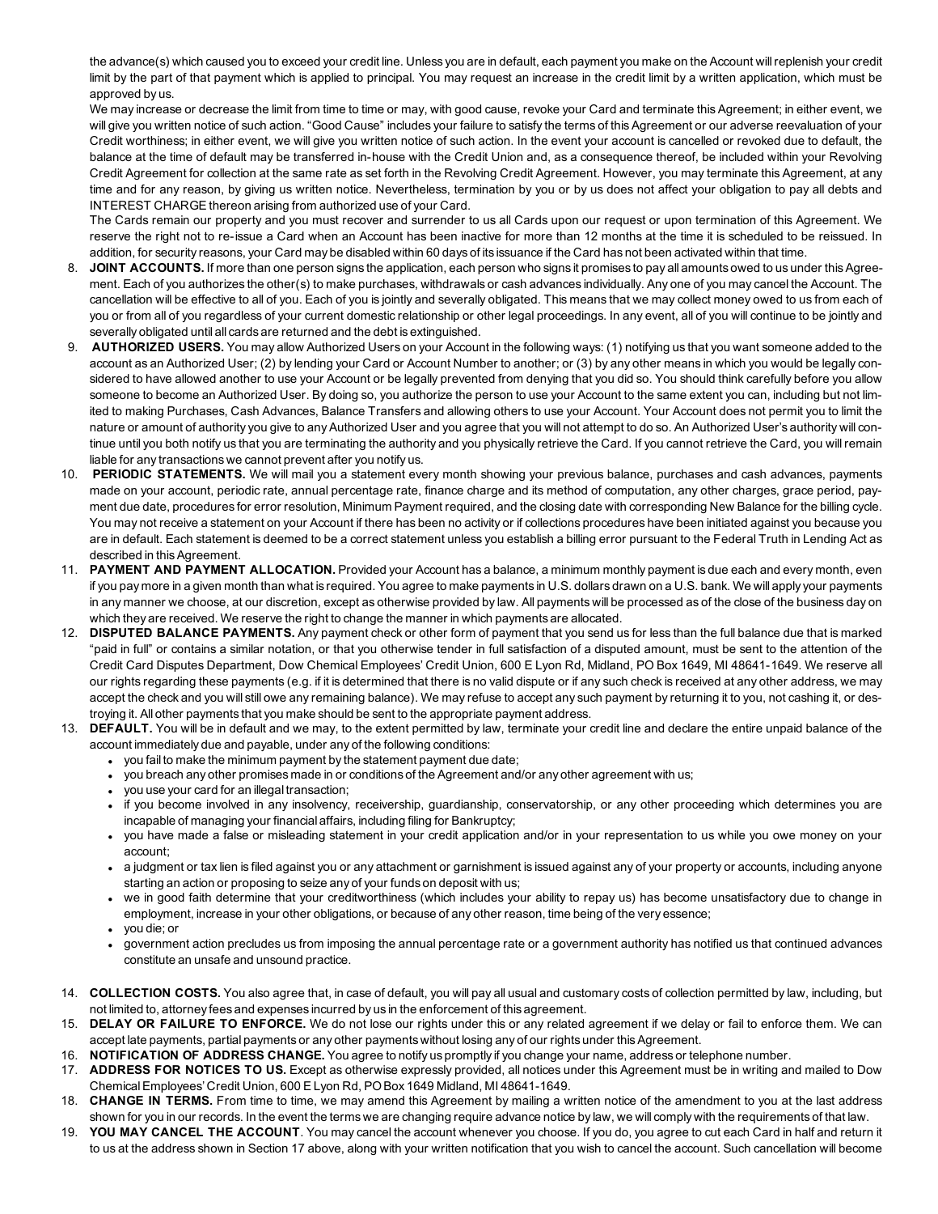the advance(s) which caused you to exceed your credit line. Unless you are in default, each payment you make on the Account will replenish your credit limit by the part of that payment which is applied to principal. You may request an increase in the credit limit by a written application, which must be approved by us.

We may increase or decrease the limit from time to time or may, with good cause, revoke your Card and terminate this Agreement; in either event, we will give you written notice of such action. "Good Cause" includes your failure to satisfy the terms of this Agreement or our adverse reevaluation of your Credit worthiness; in either event, we will give you written notice of such action. In the event your account is cancelled or revoked due to default, the balance at the time of default may be transferred in-house with the Credit Union and, as a consequence thereof, be included within your Revolving Credit Agreement for collection at the same rate as set forth in the Revolving Credit Agreement. However, you may terminate this Agreement, at any time and for any reason, by giving us written notice. Nevertheless, termination by you or by us does not affect your obligation to pay all debts and INTEREST CHARGE thereon arising from authorized use of your Card.

The Cards remain our property and you must recover and surrender to us all Cards upon our request or upon termination of this Agreement. We reserve the right not to re-issue a Card when an Account has been inactive for more than 12 months at the time it is scheduled to be reissued. In addition, for security reasons, your Card may be disabled within 60 days of its issuance if the Card has not been activated within that time.

8. **JOINT ACCOUNTS.** If more than one person signs the application, each person who signs it promises to pay all amounts owed to us under this Agreement. Each of you authorizes the other(s) to make purchases, withdrawals or cash advances individually. Any one of you may cancel the Account. The cancellation will be effective to all of you. Each of you is jointly and severally obligated. This means that we may collect money owed to us from each of you or from all of you regardless of your current domestic relationship or other legal proceedings. In any event, all of you will continue to be jointly and severally obligated until all cards are returned and the debt is extinguished.
9. **AUTHORIZED USERS.** You may allow Authorized Users on your Account in the following ways: (1) notifying us that you want someone added to the account as an Authorized User; (2) by lending your Card or Account Number to another; or (3) by any other means in which you would be legally considered to have allowed another to use your Account or be legally prevented from denying that you did so. You should think carefully before you allow someone to become an Authorized User. By doing so, you authorize the person to use your Account to the same extent you can, including but not limited to making Purchases, Cash Advances, Balance Transfers and allowing others to use your Account. Your Account does not permit you to limit the nature or amount of authority you give to any Authorized User and you agree that you will not attempt to do so. An Authorized User's authority will continue until you both notify us that you are terminating the authority and you physically retrieve the Card. If you cannot retrieve the Card, you will remain liable for any transactions we cannot prevent after you notify us.
10. **PERIODIC STATEMENTS.** We will mail you a statement every month showing your previous balance, purchases and cash advances, payments made on your account, periodic rate, annual percentage rate, finance charge and its method of computation, any other charges, grace period, payment due date, procedures for error resolution, Minimum Payment required, and the closing date with corresponding New Balance for the billing cycle. You may not receive a statement on your Account if there has been no activity or if collections procedures have been initiated against you because you are in default. Each statement is deemed to be a correct statement unless you establish a billing error pursuant to the Federal Truth in Lending Act as described in this Agreement.
11. **PAYMENT AND PAYMENT ALLOCATION.** Provided your Account has a balance, a minimum monthly payment is due each and every month, even if you pay more in a given month than what is required. You agree to make payments in U.S. dollars drawn on a U.S. bank. We will apply your payments in any manner we choose, at our discretion, except as otherwise provided by law. All payments will be processed as of the close of the business day on which they are received. We reserve the right to change the manner in which payments are allocated.
12. **DISPUTED BALANCE PAYMENTS.** Any payment check or other form of payment that you send us for less than the full balance due that is marked "paid in full" or contains a similar notation, or that you otherwise tender in full satisfaction of a disputed amount, must be sent to the attention of the Credit Card Disputes Department, Dow Chemical Employees' Credit Union, 600 E Lyon Rd, Midland, PO Box 1649, MI 48641-1649. We reserve all our rights regarding these payments (e.g. if it is determined that there is no valid dispute or if any such check is received at any other address, we may accept the check and you will still owe any remaining balance). We may refuse to accept any such payment by returning it to you, not cashing it, or destroying it. All other payments that you make should be sent to the appropriate payment address.
13. **DEFAULT.** You will be in default and we may, to the extent permitted by law, terminate your credit line and declare the entire unpaid balance of the account immediately due and payable, under any of the following conditions:
    - you fail to make the minimum payment by the statement payment due date;
    - you breach any other promises made in or conditions of the Agreement and/or any other agreement with us;
    - you use your card for an illegal transaction;
    - if you become involved in any insolvency, receivership, guardianship, conservatorship, or any other proceeding which determines you are incapable of managing your financial affairs, including filing for Bankruptcy;
    - you have made a false or misleading statement in your credit application and/or in your representation to us while you owe money on your account;
    - a judgment or tax lien is filed against you or any attachment or garnishment is issued against any of your property or accounts, including anyone starting an action or proposing to seize any of your funds on deposit with us;
    - we in good faith determine that your creditworthiness (which includes your ability to repay us) has become unsatisfactory due to change in employment, increase in your other obligations, or because of any other reason, time being of the very essence;
    - you die; or
    - government action precludes us from imposing the annual percentage rate or a government authority has notified us that continued advances constitute an unsafe and unsound practice.
14. **COLLECTION COSTS.** You also agree that, in case of default, you will pay all usual and customary costs of collection permitted by law, including, but not limited to, attorney fees and expenses incurred by us in the enforcement of this agreement.
15. **DELAY OR FAILURE TO ENFORCE.** We do not lose our rights under this or any related agreement if we delay or fail to enforce them. We can accept late payments, partial payments or any other payments without losing any of our rights under this Agreement.
16. **NOTIFICATION OF ADDRESS CHANGE.** You agree to notify us promptly if you change your name, address or telephone number.
17. **ADDRESS FOR NOTICES TO US.** Except as otherwise expressly provided, all notices under this Agreement must be in writing and mailed to Dow Chemical Employees' Credit Union, 600 E Lyon Rd, PO Box 1649 Midland, MI 48641-1649.
18. **CHANGE IN TERMS.** From time to time, we may amend this Agreement by mailing a written notice of the amendment to you at the last address shown for you in our records. In the event the terms we are changing require advance notice by law, we will comply with the requirements of that law.
19. **YOU MAY CANCEL THE ACCOUNT**. You may cancel the account whenever you choose. If you do, you agree to cut each Card in half and return it to us at the address shown in Section 17 above, along with your written notification that you wish to cancel the account. Such cancellation will become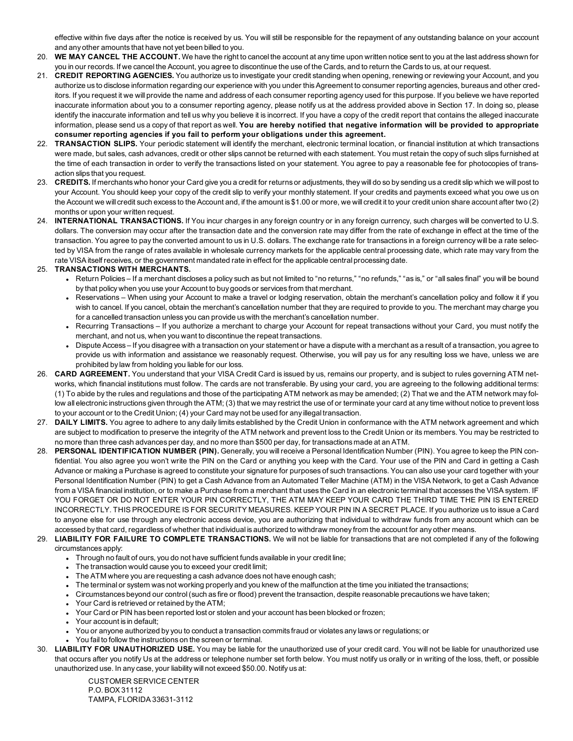effective within five days after the notice is received by us. You will still be responsible for the repayment of any outstanding balance on your account and any other amounts that have not yet been billed to you.

20. **WE MAY CANCEL THE ACCOUNT.** We have the right to cancel the account at any time upon written notice sent to you at the last address shown for you in our records. If we cancel the Account, you agree to discontinue the use of the Cards, and to return the Cards to us, at our request.
21. **CREDIT REPORTING AGENCIES.** You authorize us to investigate your credit standing when opening, renewing or reviewing your Account, and you authorize us to disclose information regarding our experience with you under this Agreement to consumer reporting agencies, bureaus and other creditors. If you request it we will provide the name and address of each consumer reporting agency used for this purpose. If you believe we have reported inaccurate information about you to a consumer reporting agency, please notify us at the address provided above in Section 17. In doing so, please identify the inaccurate information and tell us why you believe it is incorrect. If you have a copy of the credit report that contains the alleged inaccurate information, please send us a copy of that report as well. **You are hereby notified that negative information will be provided to appropriate consumer reporting agencies if you fail to perform your obligations under this agreement.**
22. **TRANSACTION SLIPS.** Your periodic statement will identify the merchant, electronic terminal location, or financial institution at which transactions were made, but sales, cash advances, credit or other slips cannot be returned with each statement. You must retain the copy of such slips furnished at the time of each transaction in order to verify the transactions listed on your statement. You agree to pay a reasonable fee for photocopies of transaction slips that you request.
23. **CREDITS.** If merchants who honor your Card give you a credit for returns or adjustments, they will do so by sending us a credit slip which we will post to your Account. You should keep your copy of the credit slip to verify your monthly statement. If your credits and payments exceed what you owe us on the Account we will credit such excess to the Account and, if the amount is $1.00 or more, we will credit it to your credit union share account after two (2) months or upon your written request.
24. **INTERNATIONAL TRANSACTIONS.** If You incur charges in any foreign country or in any foreign currency, such charges will be converted to U.S. dollars. The conversion may occur after the transaction date and the conversion rate may differ from the rate of exchange in effect at the time of the transaction. You agree to pay the converted amount to us in U.S. dollars. The exchange rate for transactions in a foreign currency will be a rate selected by VISA from the range of rates available in wholesale currency markets for the applicable central processing date, which rate may vary from the rate VISA itself receives, or the government mandated rate in effect for the applicable central processing date.
25. **TRANSACTIONS WITH MERCHANTS.**
    - Return Policies – If a merchant discloses a policy such as but not limited to "no returns," "no refunds," "as is," or "all sales final" you will be bound by that policy when you use your Account to buy goods or services from that merchant.
    - Reservations – When using your Account to make a travel or lodging reservation, obtain the merchant's cancellation policy and follow it if you wish to cancel. If you cancel, obtain the merchant's cancellation number that they are required to provide to you. The merchant may charge you for a cancelled transaction unless you can provide us with the merchant's cancellation number.
    - Recurring Transactions – If you authorize a merchant to charge your Account for repeat transactions without your Card, you must notify the merchant, and not us, when you want to discontinue the repeat transactions.
    - Dispute Access – If you disagree with a transaction on your statement or have a dispute with a merchant as a result of a transaction, you agree to provide us with information and assistance we reasonably request. Otherwise, you will pay us for any resulting loss we have, unless we are prohibited by law from holding you liable for our loss.
26. **CARD AGREEMENT.** You understand that your VISA Credit Card is issued by us, remains our property, and is subject to rules governing ATM networks, which financial institutions must follow. The cards are not transferable. By using your card, you are agreeing to the following additional terms: (1) To abide by the rules and regulations and those of the participating ATM network as may be amended; (2) That we and the ATM network may follow all electronic instructions given through the ATM; (3) that we may restrict the use of or terminate your card at any time without notice to prevent loss to your account or to the Credit Union; (4) your Card may not be used for any illegal transaction.
27. **DAILY LIMITS.** You agree to adhere to any daily limits established by the Credit Union in conformance with the ATM network agreement and which are subject to modification to preserve the integrity of the ATM network and prevent loss to the Credit Union or its members. You may be restricted to no more than three cash advances per day, and no more than $500 per day, for transactions made at an ATM.
28. **PERSONAL IDENTIFICATION NUMBER (PIN).** Generally, you will receive a Personal Identification Number (PIN). You agree to keep the PIN confidential. You also agree you won't write the PIN on the Card or anything you keep with the Card. Your use of the PIN and Card in getting a Cash Advance or making a Purchase is agreed to constitute your signature for purposes of such transactions. You can also use your card together with your Personal Identification Number (PIN) to get a Cash Advance from an Automated Teller Machine (ATM) in the VISA Network, to get a Cash Advance from a VISA financial institution, or to make a Purchase from a merchant that uses the Card in an electronic terminal that accesses the VISA system. IF YOU FORGET OR DO NOT ENTER YOUR PIN CORRECTLY, THE ATM MAY KEEP YOUR CARD THE THIRD TIME THE PIN IS ENTERED INCORRECTLY. THIS PROCEDURE IS FOR SECURITY MEASURES. KEEP YOUR PIN IN A SECRET PLACE. If you authorize us to issue a Card to anyone else for use through any electronic access device, you are authorizing that individual to withdraw funds from any account which can be accessed by that card, regardless of whether that individual is authorized to withdraw money from the account for any other means.
29. **LIABILITY FOR FAILURE TO COMPLETE TRANSACTIONS.** We will not be liable for transactions that are not completed if any of the following circumstances apply:
    - Through no fault of ours, you do not have sufficient funds available in your credit line;
    - The transaction would cause you to exceed your credit limit;
    - The ATM where you are requesting a cash advance does not have enough cash;
    - The terminal or system was not working properly and you knew of the malfunction at the time you initiated the transactions;
    - Circumstances beyond our control (such as fire or flood) prevent the transaction, despite reasonable precautions we have taken;
    - Your Card is retrieved or retained by the ATM;
    - Your Card or PIN has been reported lost or stolen and your account has been blocked or frozen;
    - Your account is in default;
    - You or anyone authorized by you to conduct a transaction commits fraud or violates any laws or regulations; or
    - You fail to follow the instructions on the screen or terminal.
30. **LIABILITY FOR UNAUTHORIZED USE.** You may be liable for the unauthorized use of your credit card. You will not be liable for unauthorized use that occurs after you notify Us at the address or telephone number set forth below. You must notify us orally or in writing of the loss, theft, or possible unauthorized use. In any case, your liability will not exceed $50.00. Notify us at:

    CUSTOMER SERVICE CENTER
    P.O. BOX 31112
    TAMPA, FLORIDA 33631-3112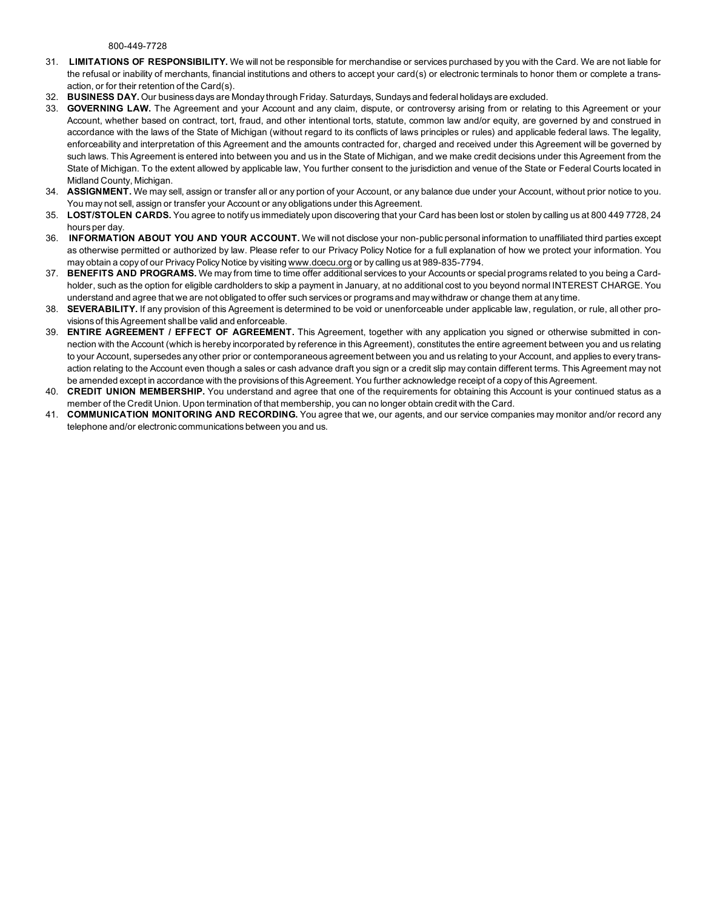800-449-7728

31. **LIMITATIONS OF RESPONSIBILITY.** We will not be responsible for merchandise or services purchased by you with the Card. We are not liable for the refusal or inability of merchants, financial institutions and others to accept your card(s) or electronic terminals to honor them or complete a transaction, or for their retention of the Card(s).
32. **BUSINESS DAY.** Our business days are Monday through Friday. Saturdays, Sundays and federal holidays are excluded.
33. **GOVERNING LAW.** The Agreement and your Account and any claim, dispute, or controversy arising from or relating to this Agreement or your Account, whether based on contract, tort, fraud, and other intentional torts, statute, common law and/or equity, are governed by and construed in accordance with the laws of the State of Michigan (without regard to its conflicts of laws principles or rules) and applicable federal laws. The legality, enforceability and interpretation of this Agreement and the amounts contracted for, charged and received under this Agreement will be governed by such laws. This Agreement is entered into between you and us in the State of Michigan, and we make credit decisions under this Agreement from the State of Michigan. To the extent allowed by applicable law, You further consent to the jurisdiction and venue of the State or Federal Courts located in Midland County, Michigan.
34. **ASSIGNMENT.** We may sell, assign or transfer all or any portion of your Account, or any balance due under your Account, without prior notice to you. You may not sell, assign or transfer your Account or any obligations under this Agreement.
35. **LOST/STOLEN CARDS.** You agree to notify us immediately upon discovering that your Card has been lost or stolen by calling us at 800 449 7728, 24 hours per day.
36. **INFORMATION ABOUT YOU AND YOUR ACCOUNT.** We will not disclose your non-public personal information to unaffiliated third parties except as otherwise permitted or authorized by law. Please refer to our Privacy Policy Notice for a full explanation of how we protect your information. You may obtain a copy of our Privacy Policy Notice by visiting www.dcecu.org or by calling us at 989-835-7794.
37. **BENEFITS AND PROGRAMS.** We may from time to time offer additional services to your Accounts or special programs related to you being a Cardholder, such as the option for eligible cardholders to skip a payment in January, at no additional cost to you beyond normal INTEREST CHARGE. You understand and agree that we are not obligated to offer such services or programs and may withdraw or change them at any time.
38. **SEVERABILITY.** If any provision of this Agreement is determined to be void or unenforceable under applicable law, regulation, or rule, all other provisions of this Agreement shall be valid and enforceable.
39. **ENTIRE AGREEMENT / EFFECT OF AGREEMENT.** This Agreement, together with any application you signed or otherwise submitted in connection with the Account (which is hereby incorporated by reference in this Agreement), constitutes the entire agreement between you and us relating to your Account, supersedes any other prior or contemporaneous agreement between you and us relating to your Account, and applies to every transaction relating to the Account even though a sales or cash advance draft you sign or a credit slip may contain different terms. This Agreement may not be amended except in accordance with the provisions of this Agreement. You further acknowledge receipt of a copy of this Agreement.
40. **CREDIT UNION MEMBERSHIP.** You understand and agree that one of the requirements for obtaining this Account is your continued status as a member of the Credit Union. Upon termination of that membership, you can no longer obtain credit with the Card.
41. **COMMUNICATION MONITORING AND RECORDING.** You agree that we, our agents, and our service companies may monitor and/or record any telephone and/or electronic communications between you and us.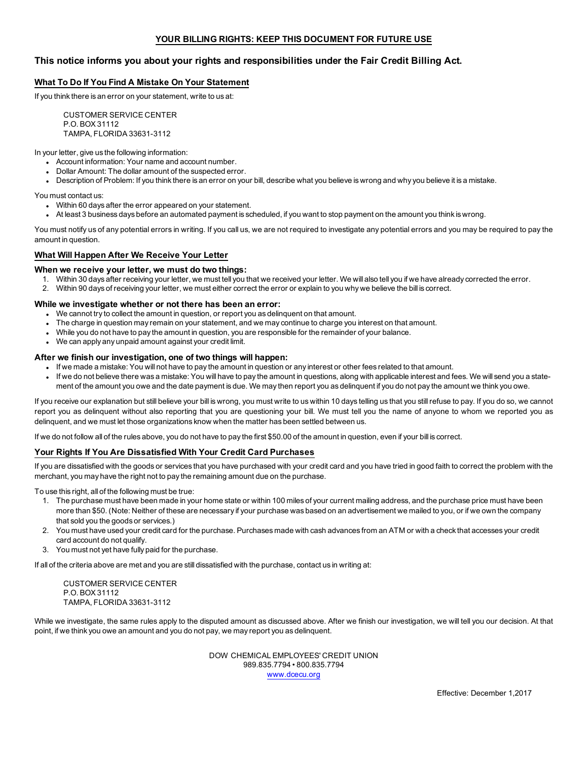# YOUR BILLING RIGHTS: KEEP THIS DOCUMENT FOR FUTURE USE

## This notice informs you about your rights and responsibilities under the Fair Credit Billing Act.

### What To Do If You Find A Mistake On Your Statement

If you think there is an error on your statement, write to us at:

CUSTOMER SERVICE CENTER
P.O. BOX 31112
TAMPA, FLORIDA 33631-3112

In your letter, give us the following information:

- Account information: Your name and account number.
- Dollar Amount: The dollar amount of the suspected error.
- Description of Problem: If you think there is an error on your bill, describe what you believe is wrong and why you believe it is a mistake.

You must contact us:

- Within 60 days after the error appeared on your statement.
- At least 3 business days before an automated payment is scheduled, if you want to stop payment on the amount you think is wrong.

You must notify us of any potential errors in writing. If you call us, we are not required to investigate any potential errors and you may be required to pay the amount in question.

### What Will Happen After We Receive Your Letter

**When we receive your letter, we must do two things:**

1. Within 30 days after receiving your letter, we must tell you that we received your letter. We will also tell you if we have already corrected the error.
2. Within 90 days of receiving your letter, we must either correct the error or explain to you why we believe the bill is correct.

**While we investigate whether or not there has been an error:**

- We cannot try to collect the amount in question, or report you as delinquent on that amount.
- The charge in question may remain on your statement, and we may continue to charge you interest on that amount.
- While you do not have to pay the amount in question, you are responsible for the remainder of your balance.
- We can apply any unpaid amount against your credit limit.

**After we finish our investigation, one of two things will happen:**

- If we made a mistake: You will not have to pay the amount in question or any interest or other fees related to that amount.
- If we do not believe there was a mistake: You will have to pay the amount in questions, along with applicable interest and fees. We will send you a statement of the amount you owe and the date payment is due. We may then report you as delinquent if you do not pay the amount we think you owe.

If you receive our explanation but still believe your bill is wrong, you must write to us within 10 days telling us that you still refuse to pay. If you do so, we cannot report you as delinquent without also reporting that you are questioning your bill. We must tell you the name of anyone to whom we reported you as delinquent, and we must let those organizations know when the matter has been settled between us.

If we do not follow all of the rules above, you do not have to pay the first $50.00 of the amount in question, even if your bill is correct.

### Your Rights If You Are Dissatisfied With Your Credit Card Purchases

If you are dissatisfied with the goods or services that you have purchased with your credit card and you have tried in good faith to correct the problem with the merchant, you may have the right not to pay the remaining amount due on the purchase.

To use this right, all of the following must be true:

1. The purchase must have been made in your home state or within 100 miles of your current mailing address, and the purchase price must have been more than $50. (Note: Neither of these are necessary if your purchase was based on an advertisement we mailed to you, or if we own the company that sold you the goods or services.)
2. You must have used your credit card for the purchase. Purchases made with cash advances from an ATM or with a check that accesses your credit card account do not qualify.
3. You must not yet have fully paid for the purchase.

If all of the criteria above are met and you are still dissatisfied with the purchase, contact us in writing at:

CUSTOMER SERVICE CENTER
P.O. BOX 31112
TAMPA, FLORIDA 33631-3112

While we investigate, the same rules apply to the disputed amount as discussed above. After we finish our investigation, we will tell you our decision. At that point, if we think you owe an amount and you do not pay, we may report you as delinquent.

DOW CHEMICAL EMPLOYEES' CREDIT UNION
989.835.7794 • 800.835.7794
www.dcecu.org

Effective: December 1,2017